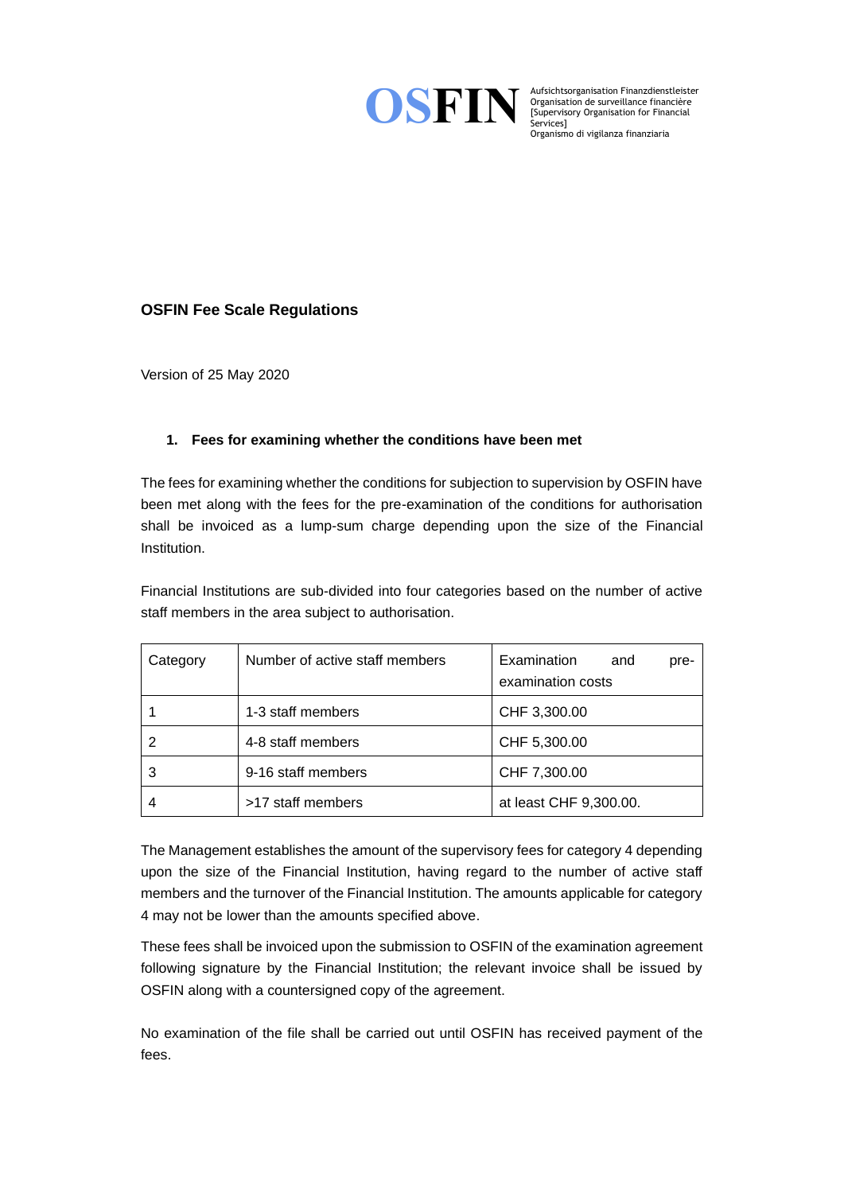**OSFIN**

Aufsichtsorganisation Finanzdienstleister
Organisation de surveillance financière
[Supervisory Organisation for Financial Services]
Organismo di vigilanza finanziaria

# OSFIN Fee Scale Regulations

Version of 25 May 2020

## 1. Fees for examining whether the conditions have been met

The fees for examining whether the conditions for subjection to supervision by OSFIN have been met along with the fees for the pre-examination of the conditions for authorisation shall be invoiced as a lump-sum charge depending upon the size of the Financial Institution.

Financial Institutions are sub-divided into four categories based on the number of active staff members in the area subject to authorisation.

| Category | Number of active staff members | Examination and pre-examination costs |
|---|---|---|
| 1 | 1-3 staff members | CHF 3,300.00 |
| 2 | 4-8 staff members | CHF 5,300.00 |
| 3 | 9-16 staff members | CHF 7,300.00 |
| 4 | >17 staff members | at least CHF 9,300.00. |

The Management establishes the amount of the supervisory fees for category 4 depending upon the size of the Financial Institution, having regard to the number of active staff members and the turnover of the Financial Institution. The amounts applicable for category 4 may not be lower than the amounts specified above.

These fees shall be invoiced upon the submission to OSFIN of the examination agreement following signature by the Financial Institution; the relevant invoice shall be issued by OSFIN along with a countersigned copy of the agreement.

No examination of the file shall be carried out until OSFIN has received payment of the fees.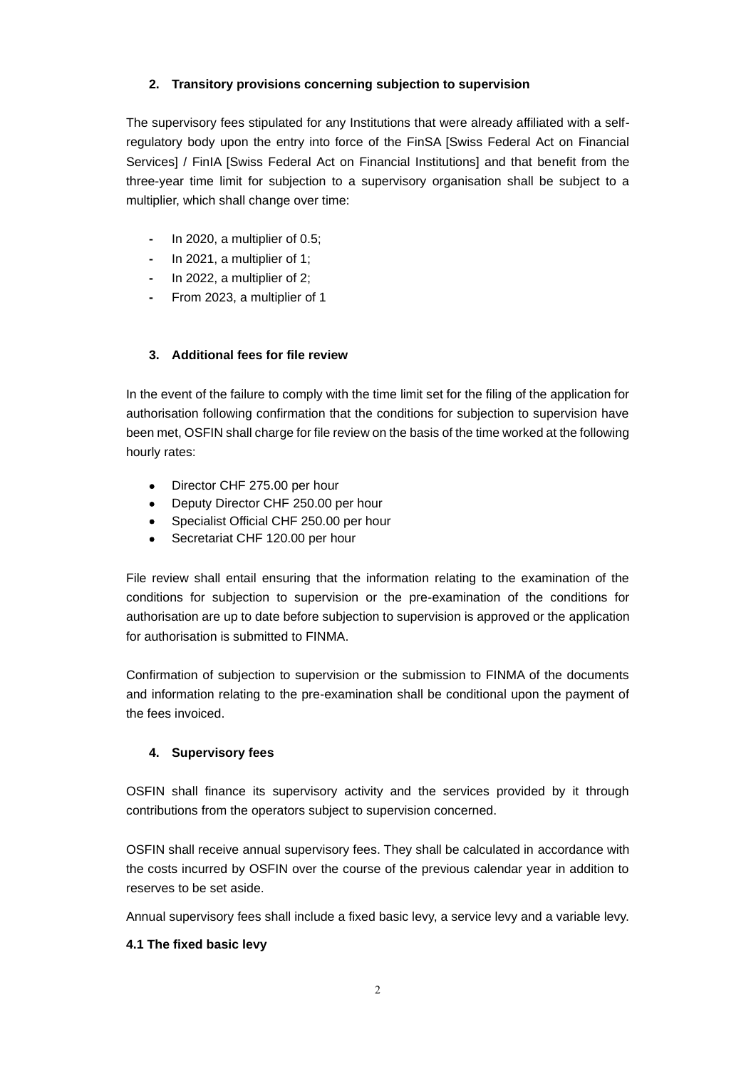## 2. Transitory provisions concerning subjection to supervision

The supervisory fees stipulated for any Institutions that were already affiliated with a self-regulatory body upon the entry into force of the FinSA [Swiss Federal Act on Financial Services] / FinIA [Swiss Federal Act on Financial Institutions] and that benefit from the three-year time limit for subjection to a supervisory organisation shall be subject to a multiplier, which shall change over time:

- In 2020, a multiplier of 0.5;
- In 2021, a multiplier of 1;
- In 2022, a multiplier of 2;
- From 2023, a multiplier of 1

## 3. Additional fees for file review

In the event of the failure to comply with the time limit set for the filing of the application for authorisation following confirmation that the conditions for subjection to supervision have been met, OSFIN shall charge for file review on the basis of the time worked at the following hourly rates:

- Director CHF 275.00 per hour
- Deputy Director CHF 250.00 per hour
- Specialist Official CHF 250.00 per hour
- Secretariat CHF 120.00 per hour

File review shall entail ensuring that the information relating to the examination of the conditions for subjection to supervision or the pre-examination of the conditions for authorisation are up to date before subjection to supervision is approved or the application for authorisation is submitted to FINMA.

Confirmation of subjection to supervision or the submission to FINMA of the documents and information relating to the pre-examination shall be conditional upon the payment of the fees invoiced.

## 4. Supervisory fees

OSFIN shall finance its supervisory activity and the services provided by it through contributions from the operators subject to supervision concerned.

OSFIN shall receive annual supervisory fees. They shall be calculated in accordance with the costs incurred by OSFIN over the course of the previous calendar year in addition to reserves to be set aside.

Annual supervisory fees shall include a fixed basic levy, a service levy and a variable levy.

### 4.1 The fixed basic levy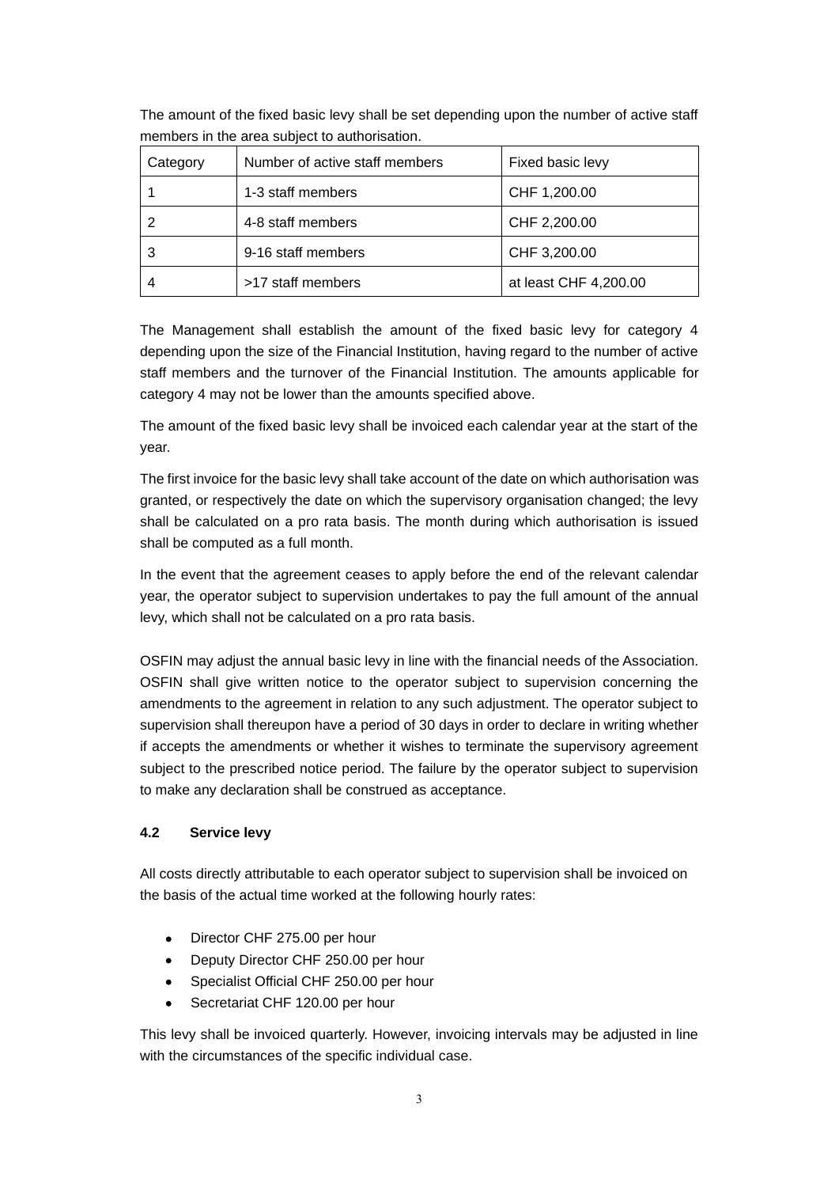The amount of the fixed basic levy shall be set depending upon the number of active staff members in the area subject to authorisation.

| Category | Number of active staff members | Fixed basic levy |
| --- | --- | --- |
| 1 | 1-3 staff members | CHF 1,200.00 |
| 2 | 4-8 staff members | CHF 2,200.00 |
| 3 | 9-16 staff members | CHF 3,200.00 |
| 4 | >17 staff members | at least CHF 4,200.00 |

The Management shall establish the amount of the fixed basic levy for category 4 depending upon the size of the Financial Institution, having regard to the number of active staff members and the turnover of the Financial Institution. The amounts applicable for category 4 may not be lower than the amounts specified above.

The amount of the fixed basic levy shall be invoiced each calendar year at the start of the year.

The first invoice for the basic levy shall take account of the date on which authorisation was granted, or respectively the date on which the supervisory organisation changed; the levy shall be calculated on a pro rata basis. The month during which authorisation is issued shall be computed as a full month.

In the event that the agreement ceases to apply before the end of the relevant calendar year, the operator subject to supervision undertakes to pay the full amount of the annual levy, which shall not be calculated on a pro rata basis.

OSFIN may adjust the annual basic levy in line with the financial needs of the Association. OSFIN shall give written notice to the operator subject to supervision concerning the amendments to the agreement in relation to any such adjustment. The operator subject to supervision shall thereupon have a period of 30 days in order to declare in writing whether if accepts the amendments or whether it wishes to terminate the supervisory agreement subject to the prescribed notice period. The failure by the operator subject to supervision to make any declaration shall be construed as acceptance.

### 4.2 Service levy

All costs directly attributable to each operator subject to supervision shall be invoiced on the basis of the actual time worked at the following hourly rates:

- Director CHF 275.00 per hour
- Deputy Director CHF 250.00 per hour
- Specialist Official CHF 250.00 per hour
- Secretariat CHF 120.00 per hour

This levy shall be invoiced quarterly. However, invoicing intervals may be adjusted in line with the circumstances of the specific individual case.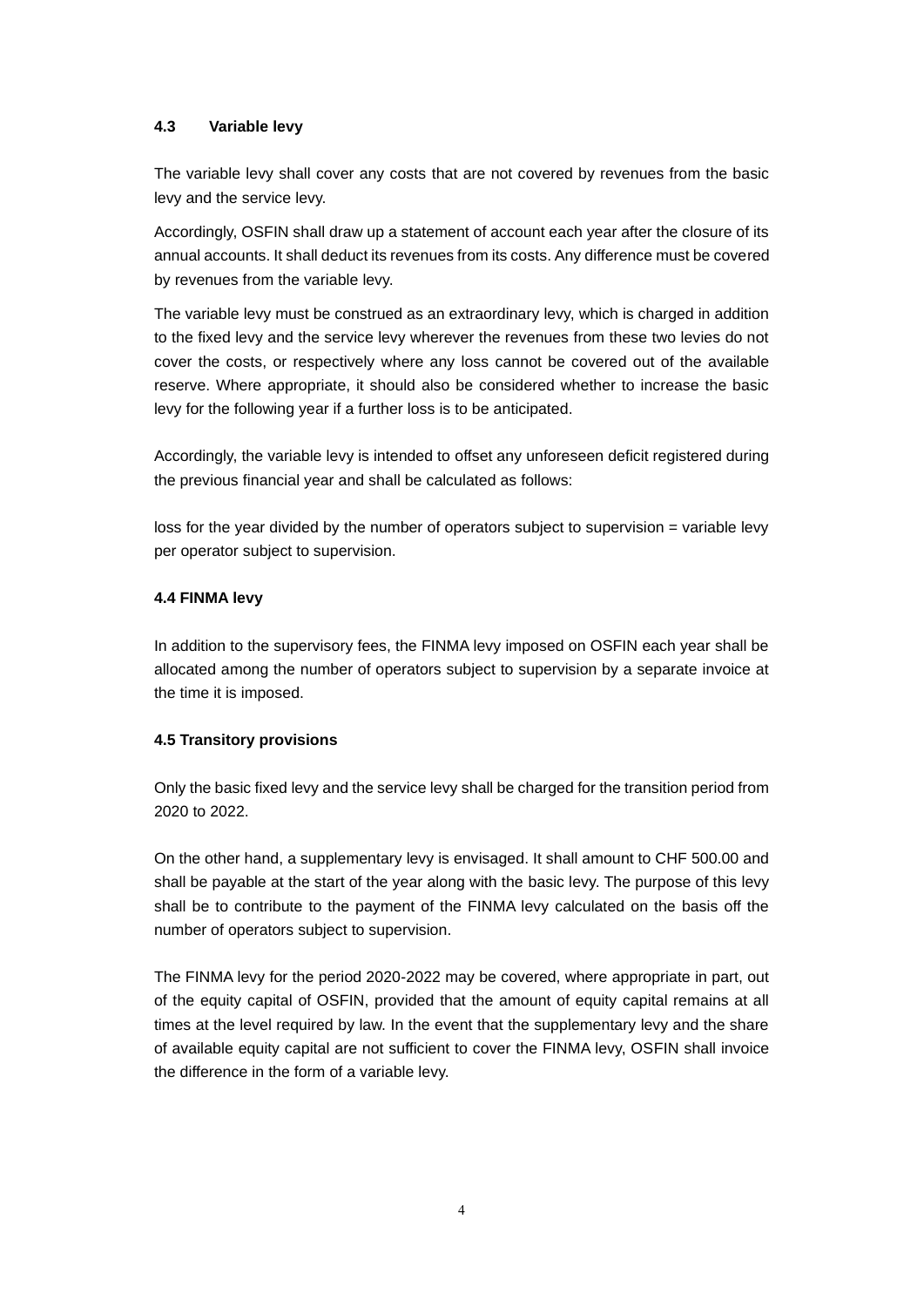### 4.3 Variable levy

The variable levy shall cover any costs that are not covered by revenues from the basic levy and the service levy.

Accordingly, OSFIN shall draw up a statement of account each year after the closure of its annual accounts. It shall deduct its revenues from its costs. Any difference must be covered by revenues from the variable levy.

The variable levy must be construed as an extraordinary levy, which is charged in addition to the fixed levy and the service levy wherever the revenues from these two levies do not cover the costs, or respectively where any loss cannot be covered out of the available reserve. Where appropriate, it should also be considered whether to increase the basic levy for the following year if a further loss is to be anticipated.

Accordingly, the variable levy is intended to offset any unforeseen deficit registered during the previous financial year and shall be calculated as follows:

loss for the year divided by the number of operators subject to supervision = variable levy per operator subject to supervision.

### 4.4 FINMA levy

In addition to the supervisory fees, the FINMA levy imposed on OSFIN each year shall be allocated among the number of operators subject to supervision by a separate invoice at the time it is imposed.

### 4.5 Transitory provisions

Only the basic fixed levy and the service levy shall be charged for the transition period from 2020 to 2022.

On the other hand, a supplementary levy is envisaged. It shall amount to CHF 500.00 and shall be payable at the start of the year along with the basic levy. The purpose of this levy shall be to contribute to the payment of the FINMA levy calculated on the basis off the number of operators subject to supervision.

The FINMA levy for the period 2020-2022 may be covered, where appropriate in part, out of the equity capital of OSFIN, provided that the amount of equity capital remains at all times at the level required by law. In the event that the supplementary levy and the share of available equity capital are not sufficient to cover the FINMA levy, OSFIN shall invoice the difference in the form of a variable levy.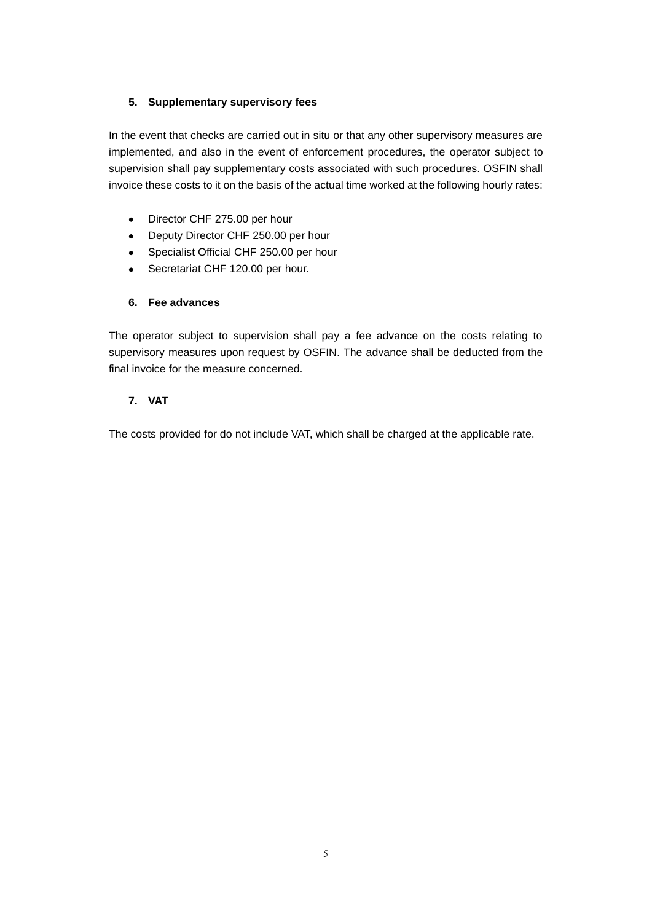## 5. Supplementary supervisory fees

In the event that checks are carried out in situ or that any other supervisory measures are implemented, and also in the event of enforcement procedures, the operator subject to supervision shall pay supplementary costs associated with such procedures. OSFIN shall invoice these costs to it on the basis of the actual time worked at the following hourly rates:

- Director CHF 275.00 per hour
- Deputy Director CHF 250.00 per hour
- Specialist Official CHF 250.00 per hour
- Secretariat CHF 120.00 per hour.

## 6. Fee advances

The operator subject to supervision shall pay a fee advance on the costs relating to supervisory measures upon request by OSFIN. The advance shall be deducted from the final invoice for the measure concerned.

## 7. VAT

The costs provided for do not include VAT, which shall be charged at the applicable rate.